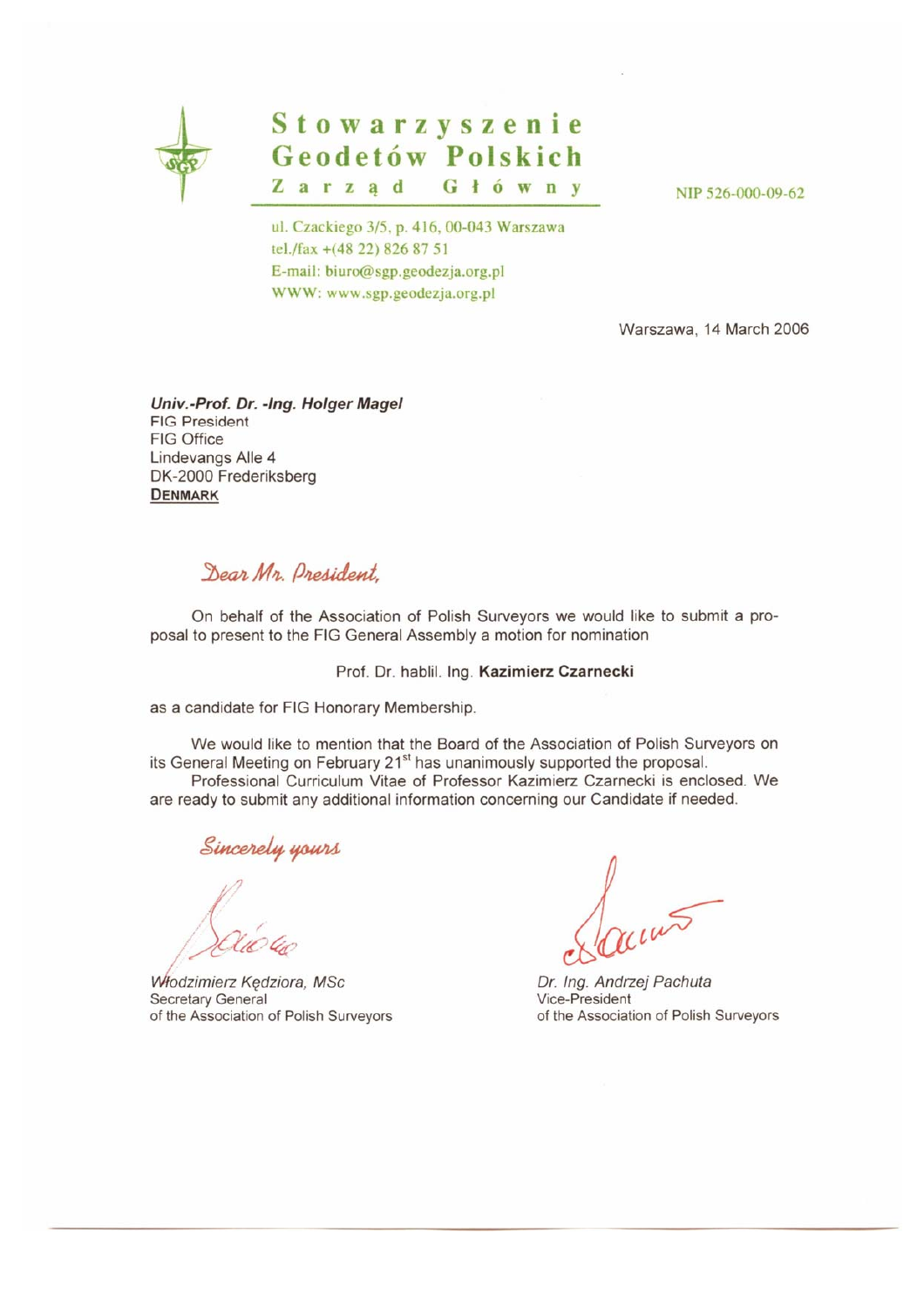# Stowarzyszenie Geodetów Polskich

**Zarząd Główny**

NIP 526-000-09-62

ul. Czackiego 3/5, p. 416, 00-043 Warszawa
tel./fax +(48 22) 826 87 51
E-mail: biuro@sgp.geodezja.org.pl
WWW: www.sgp.geodezja.org.pl

Warszawa, 14 March 2006

***Univ.-Prof. Dr. -Ing. Holger Magel***
FIG President
FIG Office
Lindevangs Alle 4
DK-2000 Frederiksberg
**DENMARK**

*Dear Mr. President,*

On behalf of the Association of Polish Surveyors we would like to submit a proposal to present to the FIG General Assembly a motion for nomination

Prof. Dr. hablil. Ing. **Kazimierz Czarnecki**

as a candidate for FIG Honorary Membership.

We would like to mention that the Board of the Association of Polish Surveyors on its General Meeting on February 21st has unanimously supported the proposal.

Professional Curriculum Vitae of Professor Kazimierz Czarnecki is enclosed. We are ready to submit any additional information concerning our Candidate if needed.

*Sincerely yours*

*Włodzimierz Kędziora, MSc*
Secretary General
of the Association of Polish Surveyors

*Dr. Ing. Andrzej Pachuta*
Vice-President
of the Association of Polish Surveyors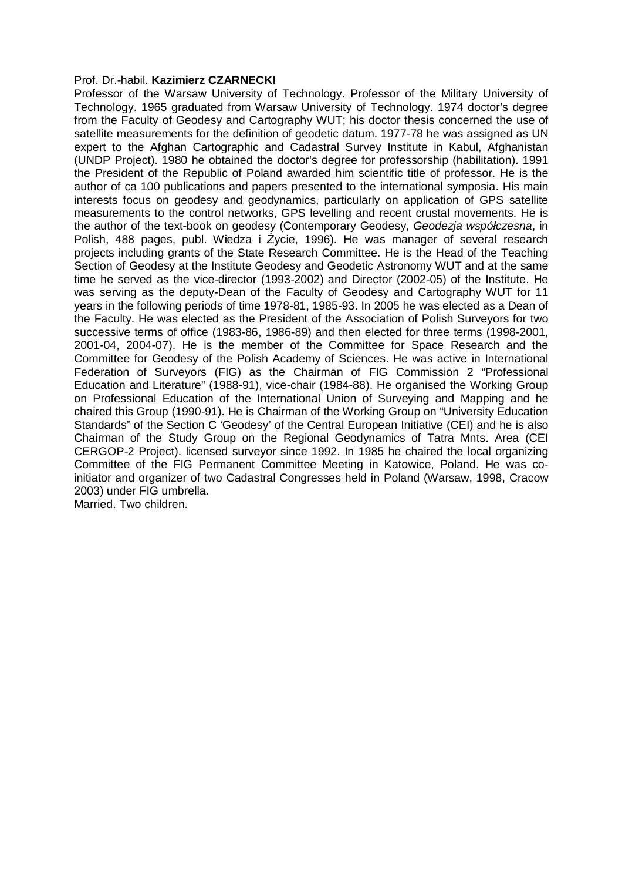Prof. Dr.-habil. **Kazimierz CZARNECKI**

Professor of the Warsaw University of Technology. Professor of the Military University of Technology. 1965 graduated from Warsaw University of Technology. 1974 doctor's degree from the Faculty of Geodesy and Cartography WUT; his doctor thesis concerned the use of satellite measurements for the definition of geodetic datum. 1977-78 he was assigned as UN expert to the Afghan Cartographic and Cadastral Survey Institute in Kabul, Afghanistan (UNDP Project). 1980 he obtained the doctor's degree for professorship (habilitation). 1991 the President of the Republic of Poland awarded him scientific title of professor. He is the author of ca 100 publications and papers presented to the international symposia. His main interests focus on geodesy and geodynamics, particularly on application of GPS satellite measurements to the control networks, GPS levelling and recent crustal movements. He is the author of the text-book on geodesy (Contemporary Geodesy, *Geodezja współczesna*, in Polish, 488 pages, publ. Wiedza i Życie, 1996). He was manager of several research projects including grants of the State Research Committee. He is the Head of the Teaching Section of Geodesy at the Institute Geodesy and Geodetic Astronomy WUT and at the same time he served as the vice-director (1993-2002) and Director (2002-05) of the Institute. He was serving as the deputy-Dean of the Faculty of Geodesy and Cartography WUT for 11 years in the following periods of time 1978-81, 1985-93. In 2005 he was elected as a Dean of the Faculty. He was elected as the President of the Association of Polish Surveyors for two successive terms of office (1983-86, 1986-89) and then elected for three terms (1998-2001, 2001-04, 2004-07). He is the member of the Committee for Space Research and the Committee for Geodesy of the Polish Academy of Sciences. He was active in International Federation of Surveyors (FIG) as the Chairman of FIG Commission 2 "Professional Education and Literature" (1988-91), vice-chair (1984-88). He organised the Working Group on Professional Education of the International Union of Surveying and Mapping and he chaired this Group (1990-91). He is Chairman of the Working Group on "University Education Standards" of the Section C 'Geodesy' of the Central European Initiative (CEI) and he is also Chairman of the Study Group on the Regional Geodynamics of Tatra Mnts. Area (CEI CERGOP-2 Project). licensed surveyor since 1992. In 1985 he chaired the local organizing Committee of the FIG Permanent Committee Meeting in Katowice, Poland. He was co-initiator and organizer of two Cadastral Congresses held in Poland (Warsaw, 1998, Cracow 2003) under FIG umbrella.

Married. Two children.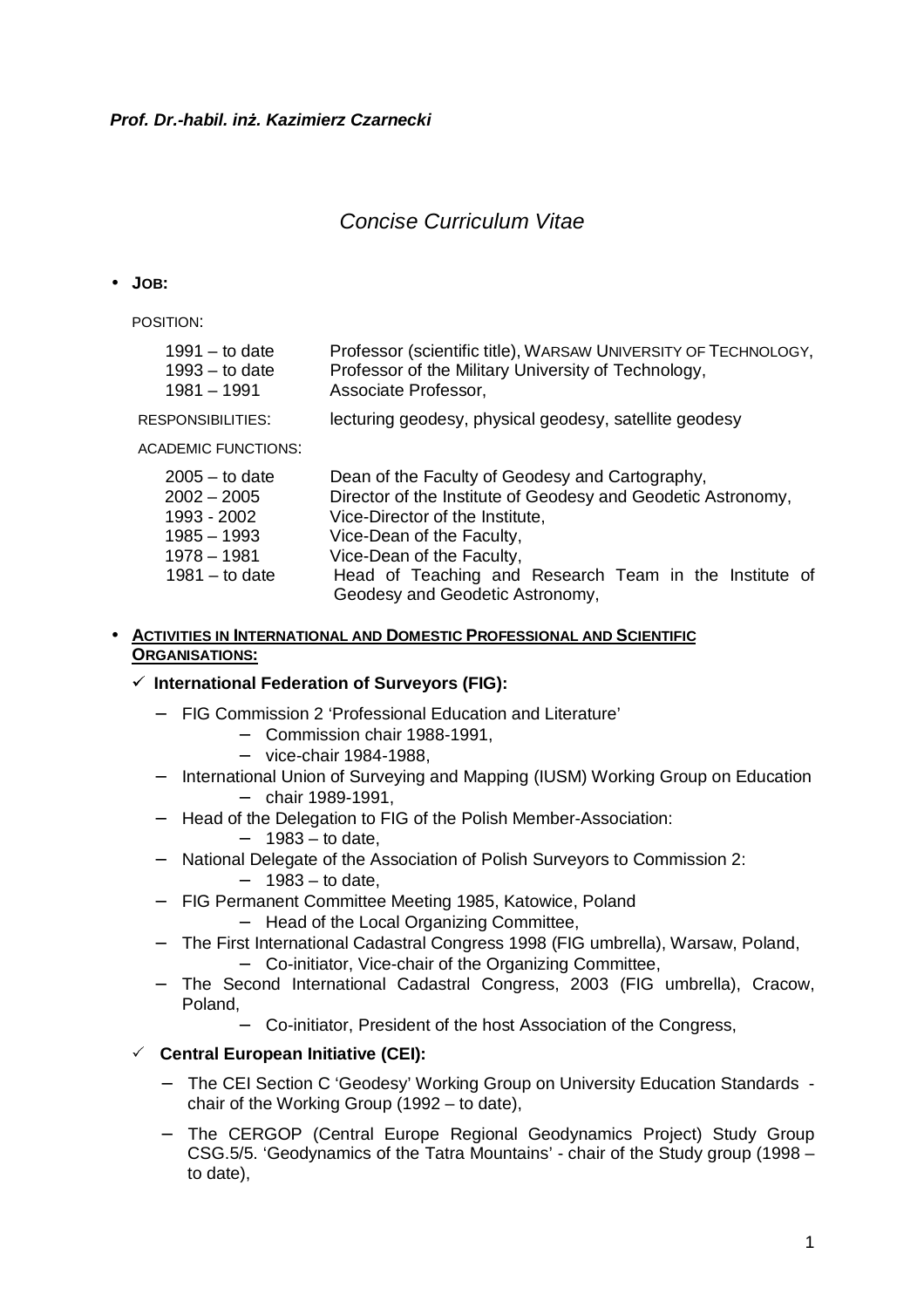***Prof. Dr.-habil. inż. Kazimierz Czarnecki***

# *Concise Curriculum Vitae*

- **JOB:**

  POSITION:

  | | |
  |---|---|
  | 1991 – to date | Professor (scientific title), WARSAW UNIVERSITY OF TECHNOLOGY, |
  | 1993 – to date | Professor of the Military University of Technology, |
  | 1981 – 1991 | Associate Professor, |

  RESPONSIBILITIES: lecturing geodesy, physical geodesy, satellite geodesy

  ACADEMIC FUNCTIONS:

  | | |
  |---|---|
  | 2005 – to date | Dean of the Faculty of Geodesy and Cartography, |
  | 2002 – 2005 | Director of the Institute of Geodesy and Geodetic Astronomy, |
  | 1993 - 2002 | Vice-Director of the Institute, |
  | 1985 – 1993 | Vice-Dean of the Faculty, |
  | 1978 – 1981 | Vice-Dean of the Faculty, |
  | 1981 – to date | Head of Teaching and Research Team in the Institute of Geodesy and Geodetic Astronomy, |

- **<u>ACTIVITIES IN INTERNATIONAL AND DOMESTIC PROFESSIONAL AND SCIENTIFIC ORGANISATIONS:</u>**

  ✓ **International Federation of Surveyors (FIG):**

  - FIG Commission 2 'Professional Education and Literature'
    - Commission chair 1988-1991,
    - vice-chair 1984-1988,
  - International Union of Surveying and Mapping (IUSM) Working Group on Education
    - chair 1989-1991,
  - Head of the Delegation to FIG of the Polish Member-Association:
    - 1983 – to date,
  - National Delegate of the Association of Polish Surveyors to Commission 2:
    - 1983 – to date,
  - FIG Permanent Committee Meeting 1985, Katowice, Poland
    - Head of the Local Organizing Committee,
  - The First International Cadastral Congress 1998 (FIG umbrella), Warsaw, Poland,
    - Co-initiator, Vice-chair of the Organizing Committee,
  - The Second International Cadastral Congress, 2003 (FIG umbrella), Cracow, Poland,
    - Co-initiator, President of the host Association of the Congress,

  ✓ **Central European Initiative (CEI):**

  - The CEI Section C 'Geodesy' Working Group on University Education Standards - chair of the Working Group (1992 – to date),
  - The CERGOP (Central Europe Regional Geodynamics Project) Study Group CSG.5/5. 'Geodynamics of the Tatra Mountains' - chair of the Study group (1998 – to date),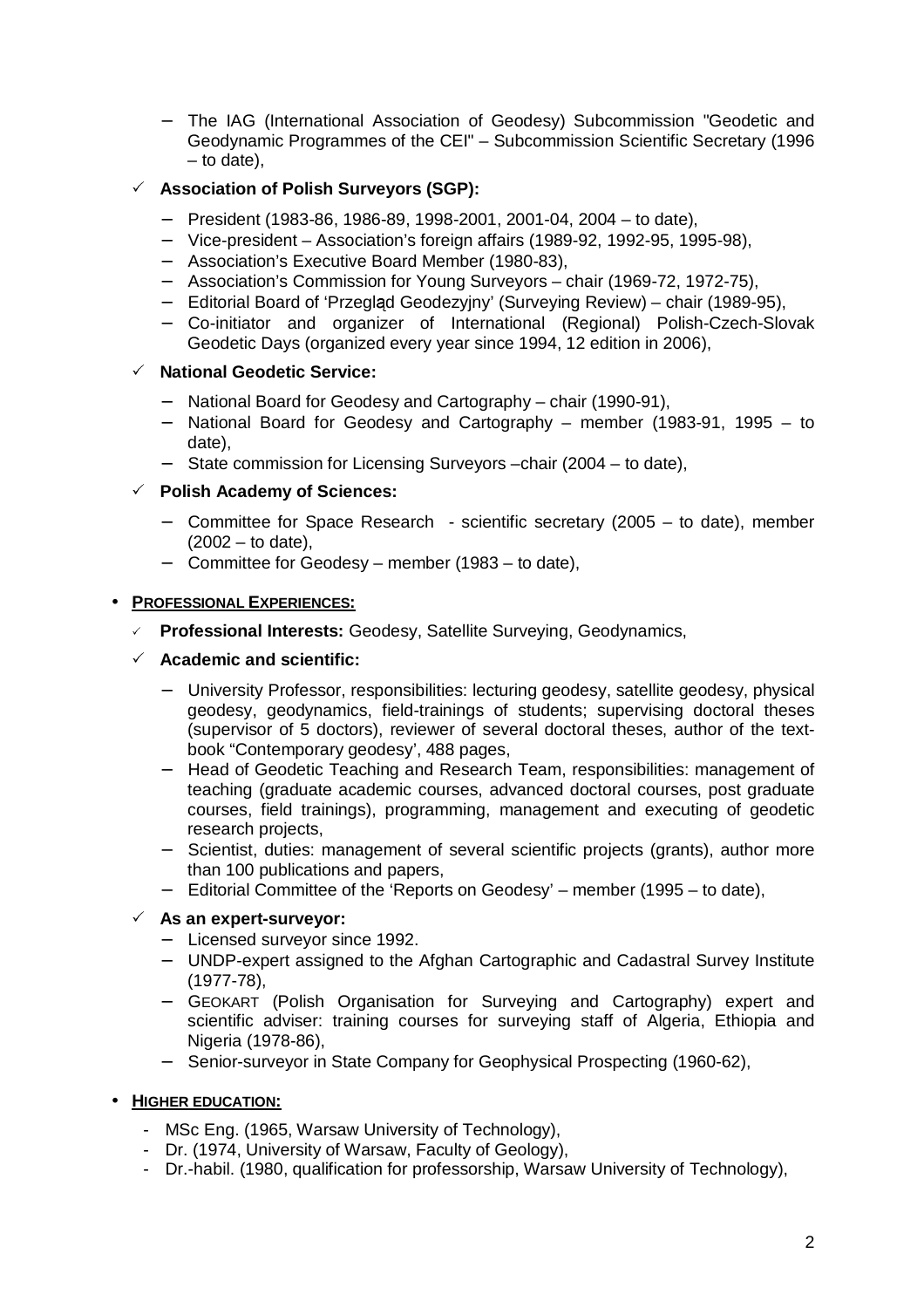- The IAG (International Association of Geodesy) Subcommission "Geodetic and Geodynamic Programmes of the CEI" – Subcommission Scientific Secretary (1996 – to date),

- ✓ **Association of Polish Surveyors (SGP):**
  - President (1983-86, 1986-89, 1998-2001, 2001-04, 2004 – to date),
  - Vice-president – Association's foreign affairs (1989-92, 1992-95, 1995-98),
  - Association's Executive Board Member (1980-83),
  - Association's Commission for Young Surveyors – chair (1969-72, 1972-75),
  - Editorial Board of 'Przegląd Geodezyjny' (Surveying Review) – chair (1989-95),
  - Co-initiator and organizer of International (Regional) Polish-Czech-Slovak Geodetic Days (organized every year since 1994, 12 edition in 2006),

- ✓ **National Geodetic Service:**
  - National Board for Geodesy and Cartography – chair (1990-91),
  - National Board for Geodesy and Cartography – member (1983-91, 1995 – to date),
  - State commission for Licensing Surveyors –chair (2004 – to date),

- ✓ **Polish Academy of Sciences:**
  - Committee for Space Research - scientific secretary (2005 – to date), member (2002 – to date),
  - Committee for Geodesy – member (1983 – to date),

- **PROFESSIONAL EXPERIENCES:**
  - ✓ **Professional Interests:** Geodesy, Satellite Surveying, Geodynamics,
  - ✓ **Academic and scientific:**
    - University Professor, responsibilities: lecturing geodesy, satellite geodesy, physical geodesy, geodynamics, field-trainings of students; supervising doctoral theses (supervisor of 5 doctors), reviewer of several doctoral theses, author of the text-book "Contemporary geodesy", 488 pages,
    - Head of Geodetic Teaching and Research Team, responsibilities: management of teaching (graduate academic courses, advanced doctoral courses, post graduate courses, field trainings), programming, management and executing of geodetic research projects,
    - Scientist, duties: management of several scientific projects (grants), author more than 100 publications and papers,
    - Editorial Committee of the 'Reports on Geodesy' – member (1995 – to date),
  - ✓ **As an expert-surveyor:**
    - Licensed surveyor since 1992.
    - UNDP-expert assigned to the Afghan Cartographic and Cadastral Survey Institute (1977-78),
    - GEOKART (Polish Organisation for Surveying and Cartography) expert and scientific adviser: training courses for surveying staff of Algeria, Ethiopia and Nigeria (1978-86),
    - Senior-surveyor in State Company for Geophysical Prospecting (1960-62),

- **HIGHER EDUCATION:**
  - MSc Eng. (1965, Warsaw University of Technology),
  - Dr. (1974, University of Warsaw, Faculty of Geology),
  - Dr.-habil. (1980, qualification for professorship, Warsaw University of Technology),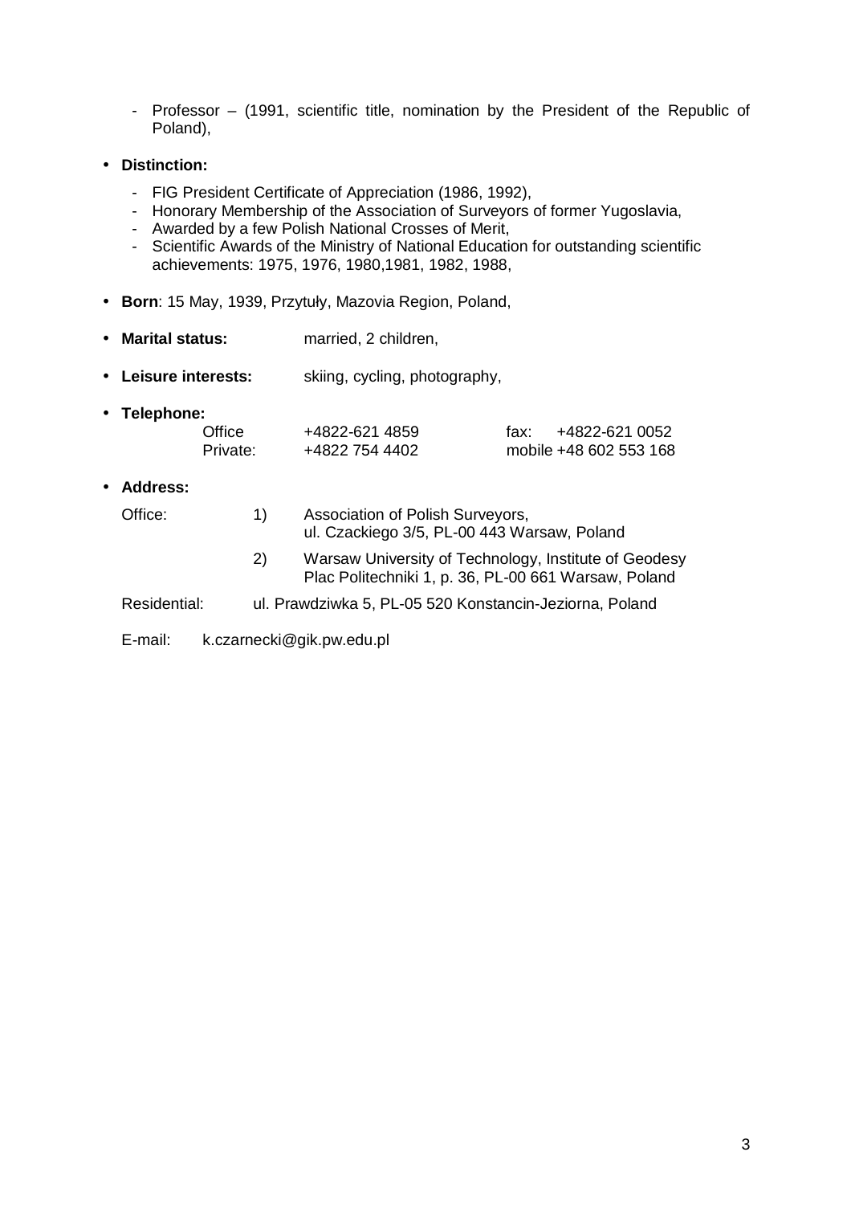- Professor – (1991, scientific title, nomination by the President of the Republic of Poland),

- **Distinction:**
  - FIG President Certificate of Appreciation (1986, 1992),
  - Honorary Membership of the Association of Surveyors of former Yugoslavia,
  - Awarded by a few Polish National Crosses of Merit,
  - Scientific Awards of the Ministry of National Education for outstanding scientific achievements: 1975, 1976, 1980,1981, 1982, 1988,

- **Born**: 15 May, 1939, Przytuły, Mazovia Region, Poland,

- **Marital status:** married, 2 children,

- **Leisure interests:** skiing, cycling, photography,

- **Telephone:**

| | | | |
|---|---|---|---|
| Office | +4822-621 4859 | fax: | +4822-621 0052 |
| Private: | +4822 754 4402 | mobile | +48 602 553 168 |

- **Address:**

Office:
1) Association of Polish Surveyors,
ul. Czackiego 3/5, PL-00 443 Warsaw, Poland
2) Warsaw University of Technology, Institute of Geodesy
Plac Politechniki 1, p. 36, PL-00 661 Warsaw, Poland

Residential: ul. Prawdziwka 5, PL-05 520 Konstancin-Jeziorna, Poland

E-mail: k.czarnecki@gik.pw.edu.pl